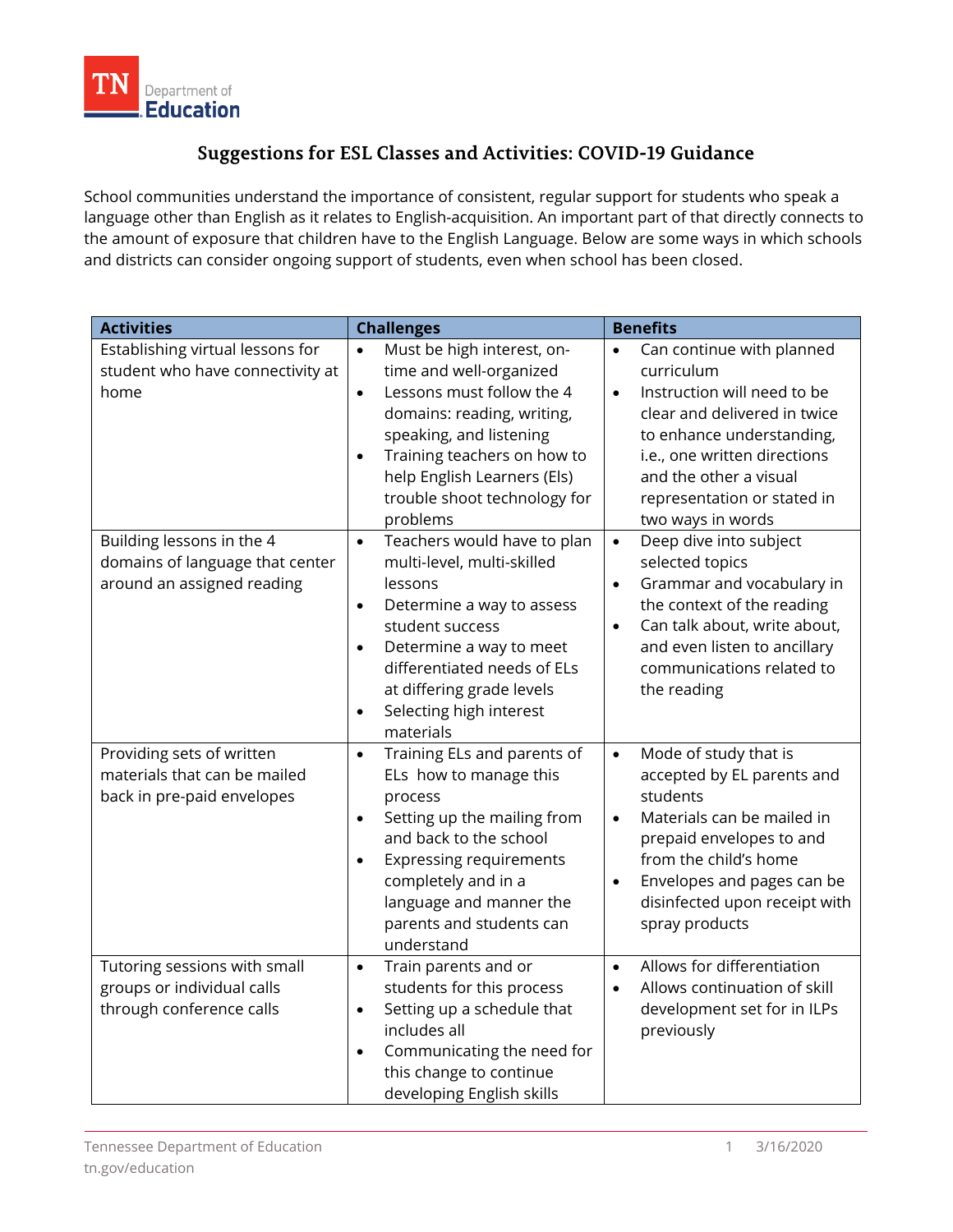# Suggestions for ESL Classes and Activities: COVID-19 Guidance

School communities understand the importance of consistent, regular support for students who speak a language other than English as it relates to English-acquisition. An important part of that directly connects to the amount of exposure that children have to the English Language. Below are some ways in which schools and districts can consider ongoing support of students, even when school has been closed.

| Activities | Challenges | Benefits |
|---|---|---|
| Establishing virtual lessons for student who have connectivity at home | • Must be high interest, on-time and well-organized<br>• Lessons must follow the 4 domains: reading, writing, speaking, and listening<br>• Training teachers on how to help English Learners (Els) trouble shoot technology for problems | • Can continue with planned curriculum<br>• Instruction will need to be clear and delivered in twice to enhance understanding, i.e., one written directions and the other a visual representation or stated in two ways in words |
| Building lessons in the 4 domains of language that center around an assigned reading | • Teachers would have to plan multi-level, multi-skilled lessons<br>• Determine a way to assess student success<br>• Determine a way to meet differentiated needs of ELs at differing grade levels<br>• Selecting high interest materials | • Deep dive into subject selected topics<br>• Grammar and vocabulary in the context of the reading<br>• Can talk about, write about, and even listen to ancillary communications related to the reading |
| Providing sets of written materials that can be mailed back in pre-paid envelopes | • Training ELs and parents of ELs how to manage this process<br>• Setting up the mailing from and back to the school<br>• Expressing requirements completely and in a language and manner the parents and students can understand | • Mode of study that is accepted by EL parents and students<br>• Materials can be mailed in prepaid envelopes to and from the child's home<br>• Envelopes and pages can be disinfected upon receipt with spray products |
| Tutoring sessions with small groups or individual calls through conference calls | • Train parents and or students for this process<br>• Setting up a schedule that includes all<br>• Communicating the need for this change to continue developing English skills | • Allows for differentiation<br>• Allows continuation of skill development set for in ILPs previously |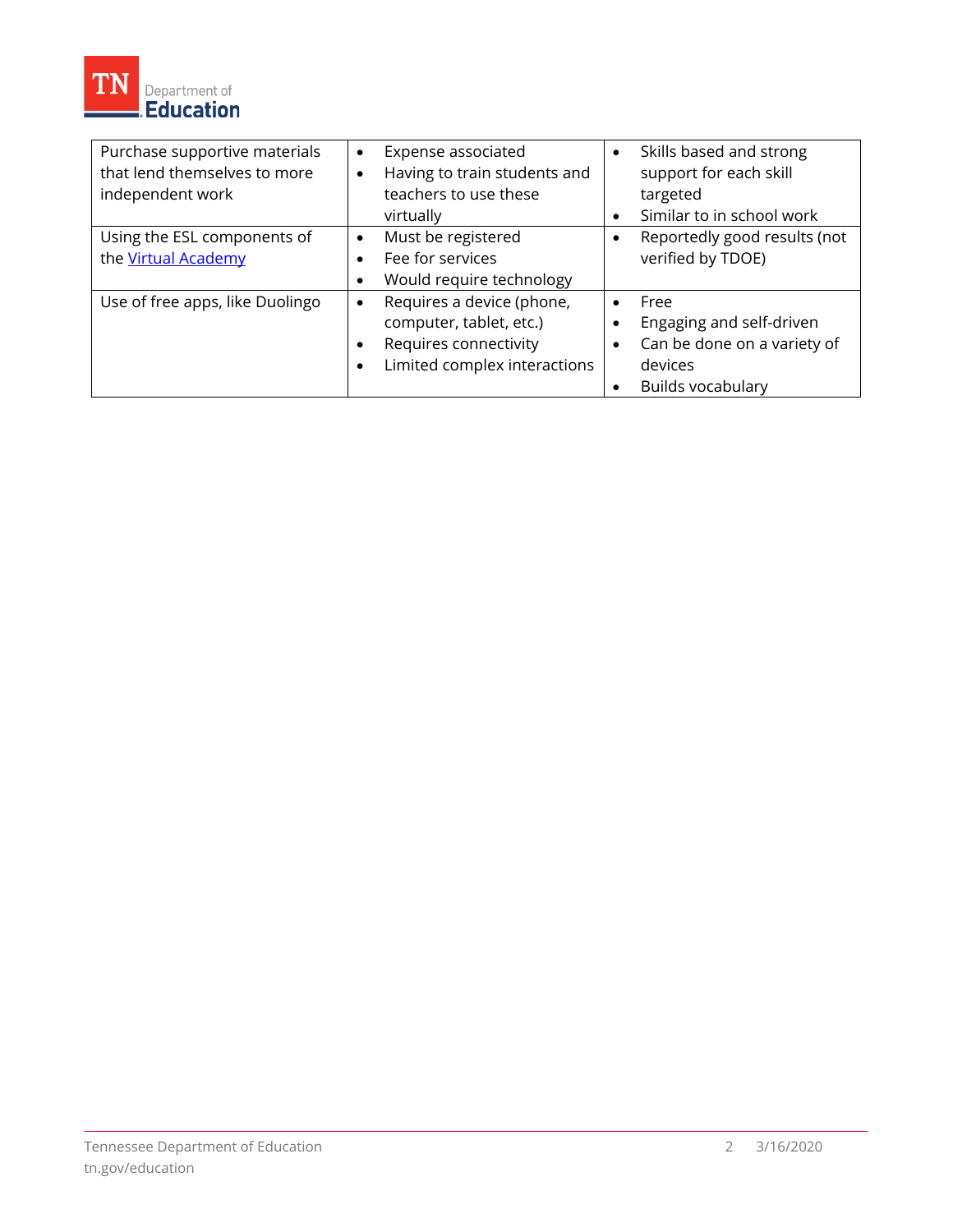| | | |
|---|---|---|
| Purchase supportive materials that lend themselves to more independent work | • Expense associated<br>• Having to train students and teachers to use these virtually | • Skills based and strong support for each skill targeted<br>• Similar to in school work |
| Using the ESL components of the [Virtual Academy] | • Must be registered<br>• Fee for services<br>• Would require technology | • Reportedly good results (not verified by TDOE) |
| Use of free apps, like Duolingo | • Requires a device (phone, computer, tablet, etc.)<br>• Requires connectivity<br>• Limited complex interactions | • Free<br>• Engaging and self-driven<br>• Can be done on a variety of devices<br>• Builds vocabulary |